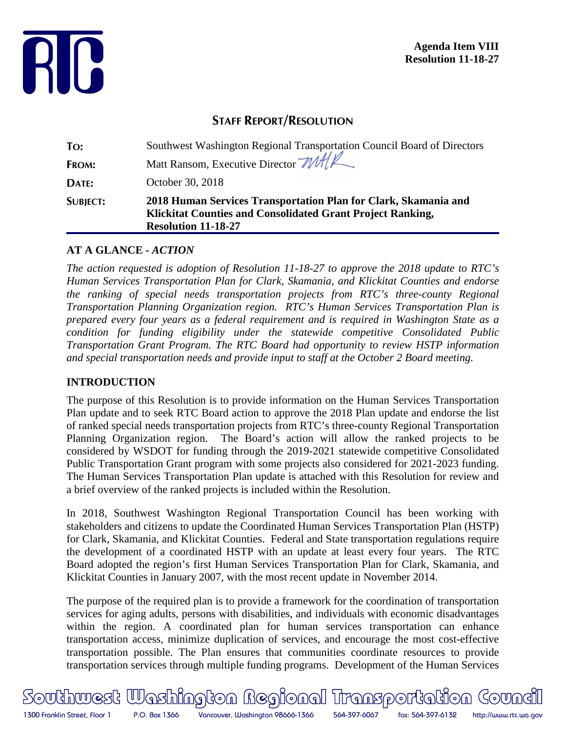**Agenda Item VIII**
**Resolution 11-18-27**

## STAFF REPORT/RESOLUTION

| | |
|---|---|
| **TO:** | Southwest Washington Regional Transportation Council Board of Directors |
| **FROM:** | Matt Ransom, Executive Director |
| **DATE:** | October 30, 2018 |
| **SUBJECT:** | **2018 Human Services Transportation Plan for Clark, Skamania and Klickitat Counties and Consolidated Grant Project Ranking, Resolution 11-18-27** |

### AT A GLANCE - *ACTION*

*The action requested is adoption of Resolution 11-18-27 to approve the 2018 update to RTC's Human Services Transportation Plan for Clark, Skamania, and Klickitat Counties and endorse the ranking of special needs transportation projects from RTC's three-county Regional Transportation Planning Organization region. RTC's Human Services Transportation Plan is prepared every four years as a federal requirement and is required in Washington State as a condition for funding eligibility under the statewide competitive Consolidated Public Transportation Grant Program. The RTC Board had opportunity to review HSTP information and special transportation needs and provide input to staff at the October 2 Board meeting.*

### INTRODUCTION

The purpose of this Resolution is to provide information on the Human Services Transportation Plan update and to seek RTC Board action to approve the 2018 Plan update and endorse the list of ranked special needs transportation projects from RTC's three-county Regional Transportation Planning Organization region. The Board's action will allow the ranked projects to be considered by WSDOT for funding through the 2019-2021 statewide competitive Consolidated Public Transportation Grant program with some projects also considered for 2021-2023 funding. The Human Services Transportation Plan update is attached with this Resolution for review and a brief overview of the ranked projects is included within the Resolution.

In 2018, Southwest Washington Regional Transportation Council has been working with stakeholders and citizens to update the Coordinated Human Services Transportation Plan (HSTP) for Clark, Skamania, and Klickitat Counties. Federal and State transportation regulations require the development of a coordinated HSTP with an update at least every four years. The RTC Board adopted the region's first Human Services Transportation Plan for Clark, Skamania, and Klickitat Counties in January 2007, with the most recent update in November 2014.

The purpose of the required plan is to provide a framework for the coordination of transportation services for aging adults, persons with disabilities, and individuals with economic disadvantages within the region. A coordinated plan for human services transportation can enhance transportation access, minimize duplication of services, and encourage the most cost-effective transportation possible. The Plan ensures that communities coordinate resources to provide transportation services through multiple funding programs. Development of the Human Services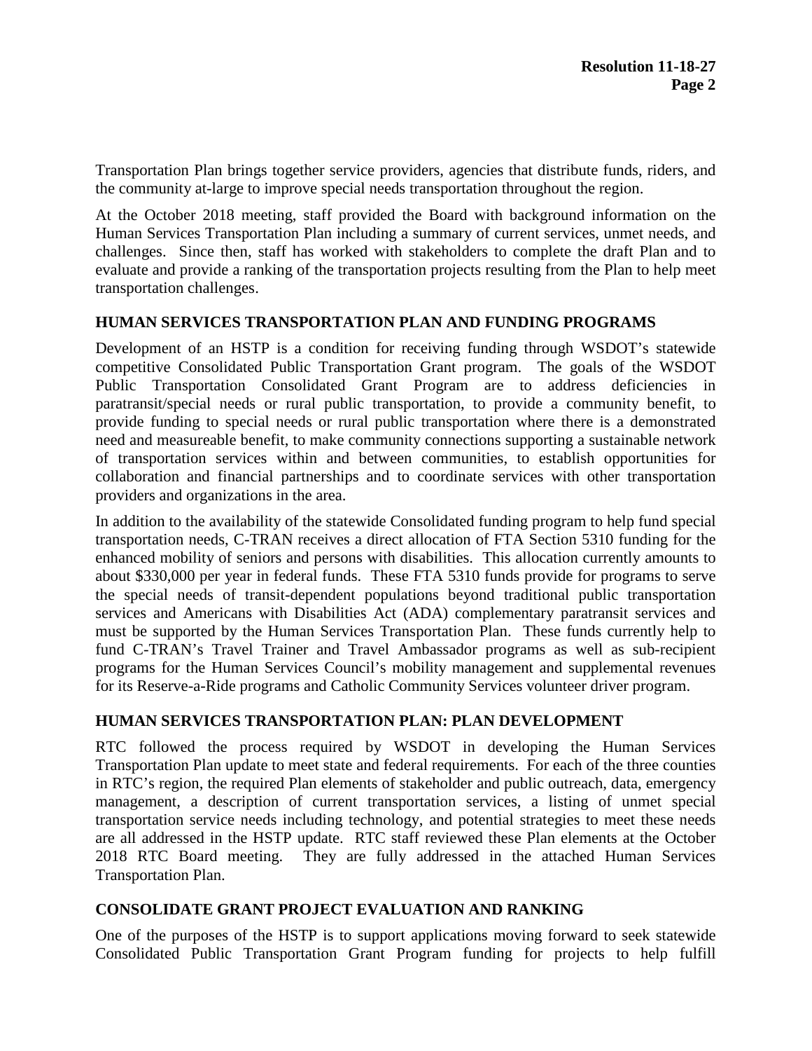Transportation Plan brings together service providers, agencies that distribute funds, riders, and the community at-large to improve special needs transportation throughout the region.

At the October 2018 meeting, staff provided the Board with background information on the Human Services Transportation Plan including a summary of current services, unmet needs, and challenges. Since then, staff has worked with stakeholders to complete the draft Plan and to evaluate and provide a ranking of the transportation projects resulting from the Plan to help meet transportation challenges.

## HUMAN SERVICES TRANSPORTATION PLAN AND FUNDING PROGRAMS

Development of an HSTP is a condition for receiving funding through WSDOT's statewide competitive Consolidated Public Transportation Grant program. The goals of the WSDOT Public Transportation Consolidated Grant Program are to address deficiencies in paratransit/special needs or rural public transportation, to provide a community benefit, to provide funding to special needs or rural public transportation where there is a demonstrated need and measureable benefit, to make community connections supporting a sustainable network of transportation services within and between communities, to establish opportunities for collaboration and financial partnerships and to coordinate services with other transportation providers and organizations in the area.

In addition to the availability of the statewide Consolidated funding program to help fund special transportation needs, C-TRAN receives a direct allocation of FTA Section 5310 funding for the enhanced mobility of seniors and persons with disabilities. This allocation currently amounts to about $330,000 per year in federal funds. These FTA 5310 funds provide for programs to serve the special needs of transit-dependent populations beyond traditional public transportation services and Americans with Disabilities Act (ADA) complementary paratransit services and must be supported by the Human Services Transportation Plan. These funds currently help to fund C-TRAN's Travel Trainer and Travel Ambassador programs as well as sub-recipient programs for the Human Services Council's mobility management and supplemental revenues for its Reserve-a-Ride programs and Catholic Community Services volunteer driver program.

## HUMAN SERVICES TRANSPORTATION PLAN: PLAN DEVELOPMENT

RTC followed the process required by WSDOT in developing the Human Services Transportation Plan update to meet state and federal requirements. For each of the three counties in RTC's region, the required Plan elements of stakeholder and public outreach, data, emergency management, a description of current transportation services, a listing of unmet special transportation service needs including technology, and potential strategies to meet these needs are all addressed in the HSTP update. RTC staff reviewed these Plan elements at the October 2018 RTC Board meeting. They are fully addressed in the attached Human Services Transportation Plan.

## CONSOLIDATE GRANT PROJECT EVALUATION AND RANKING

One of the purposes of the HSTP is to support applications moving forward to seek statewide Consolidated Public Transportation Grant Program funding for projects to help fulfill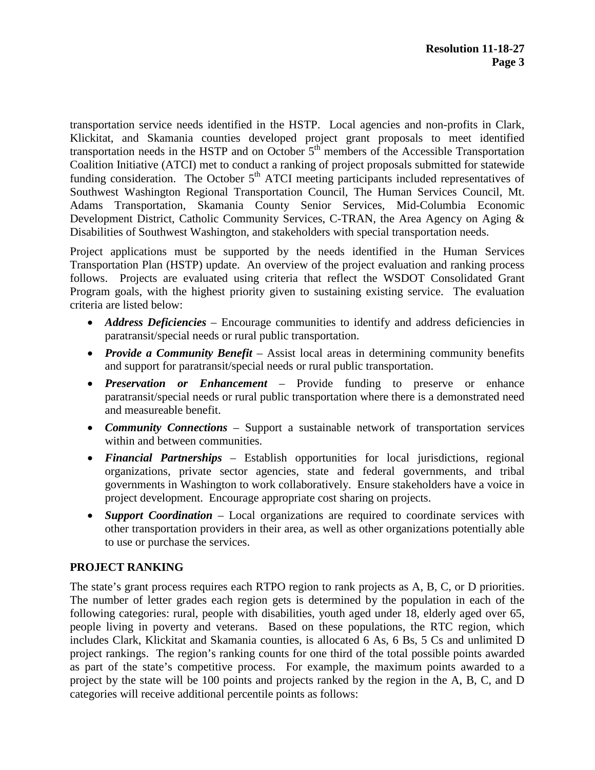transportation service needs identified in the HSTP. Local agencies and non-profits in Clark, Klickitat, and Skamania counties developed project grant proposals to meet identified transportation needs in the HSTP and on October 5th members of the Accessible Transportation Coalition Initiative (ATCI) met to conduct a ranking of project proposals submitted for statewide funding consideration. The October 5th ATCI meeting participants included representatives of Southwest Washington Regional Transportation Council, The Human Services Council, Mt. Adams Transportation, Skamania County Senior Services, Mid-Columbia Economic Development District, Catholic Community Services, C-TRAN, the Area Agency on Aging & Disabilities of Southwest Washington, and stakeholders with special transportation needs.

Project applications must be supported by the needs identified in the Human Services Transportation Plan (HSTP) update. An overview of the project evaluation and ranking process follows. Projects are evaluated using criteria that reflect the WSDOT Consolidated Grant Program goals, with the highest priority given to sustaining existing service. The evaluation criteria are listed below:

- ***Address Deficiencies*** – Encourage communities to identify and address deficiencies in paratransit/special needs or rural public transportation.
- ***Provide a Community Benefit*** – Assist local areas in determining community benefits and support for paratransit/special needs or rural public transportation.
- ***Preservation or Enhancement*** – Provide funding to preserve or enhance paratransit/special needs or rural public transportation where there is a demonstrated need and measureable benefit.
- ***Community Connections*** – Support a sustainable network of transportation services within and between communities.
- ***Financial Partnerships*** – Establish opportunities for local jurisdictions, regional organizations, private sector agencies, state and federal governments, and tribal governments in Washington to work collaboratively. Ensure stakeholders have a voice in project development. Encourage appropriate cost sharing on projects.
- ***Support Coordination*** – Local organizations are required to coordinate services with other transportation providers in their area, as well as other organizations potentially able to use or purchase the services.

## PROJECT RANKING

The state's grant process requires each RTPO region to rank projects as A, B, C, or D priorities. The number of letter grades each region gets is determined by the population in each of the following categories: rural, people with disabilities, youth aged under 18, elderly aged over 65, people living in poverty and veterans. Based on these populations, the RTC region, which includes Clark, Klickitat and Skamania counties, is allocated 6 As, 6 Bs, 5 Cs and unlimited D project rankings. The region's ranking counts for one third of the total possible points awarded as part of the state's competitive process. For example, the maximum points awarded to a project by the state will be 100 points and projects ranked by the region in the A, B, C, and D categories will receive additional percentile points as follows: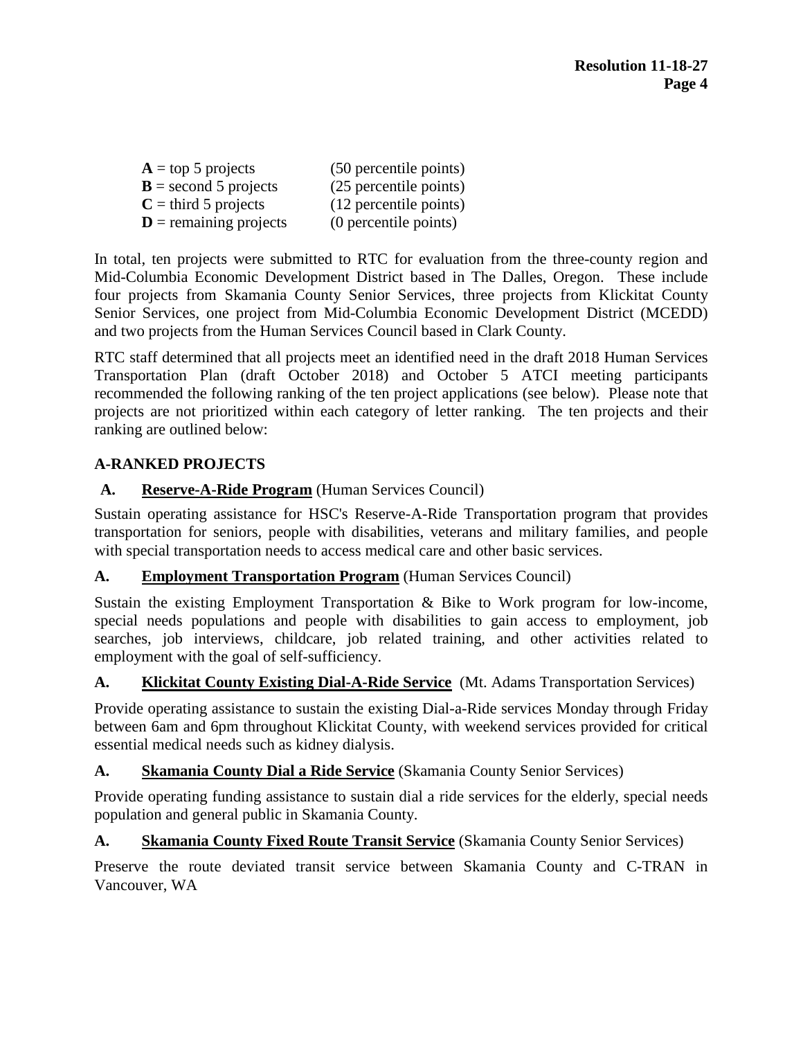**A** = top 5 projects (50 percentile points)
**B** = second 5 projects (25 percentile points)
**C** = third 5 projects (12 percentile points)
**D** = remaining projects (0 percentile points)

In total, ten projects were submitted to RTC for evaluation from the three-county region and Mid-Columbia Economic Development District based in The Dalles, Oregon. These include four projects from Skamania County Senior Services, three projects from Klickitat County Senior Services, one project from Mid-Columbia Economic Development District (MCEDD) and two projects from the Human Services Council based in Clark County.

RTC staff determined that all projects meet an identified need in the draft 2018 Human Services Transportation Plan (draft October 2018) and October 5 ATCI meeting participants recommended the following ranking of the ten project applications (see below). Please note that projects are not prioritized within each category of letter ranking. The ten projects and their ranking are outlined below:

**A-RANKED PROJECTS**

**A. Reserve-A-Ride Program** (Human Services Council)

Sustain operating assistance for HSC's Reserve-A-Ride Transportation program that provides transportation for seniors, people with disabilities, veterans and military families, and people with special transportation needs to access medical care and other basic services.

**A. Employment Transportation Program** (Human Services Council)

Sustain the existing Employment Transportation & Bike to Work program for low-income, special needs populations and people with disabilities to gain access to employment, job searches, job interviews, childcare, job related training, and other activities related to employment with the goal of self-sufficiency.

**A. Klickitat County Existing Dial-A-Ride Service** (Mt. Adams Transportation Services)

Provide operating assistance to sustain the existing Dial-a-Ride services Monday through Friday between 6am and 6pm throughout Klickitat County, with weekend services provided for critical essential medical needs such as kidney dialysis.

**A. Skamania County Dial a Ride Service** (Skamania County Senior Services)

Provide operating funding assistance to sustain dial a ride services for the elderly, special needs population and general public in Skamania County.

**A. Skamania County Fixed Route Transit Service** (Skamania County Senior Services)

Preserve the route deviated transit service between Skamania County and C-TRAN in Vancouver, WA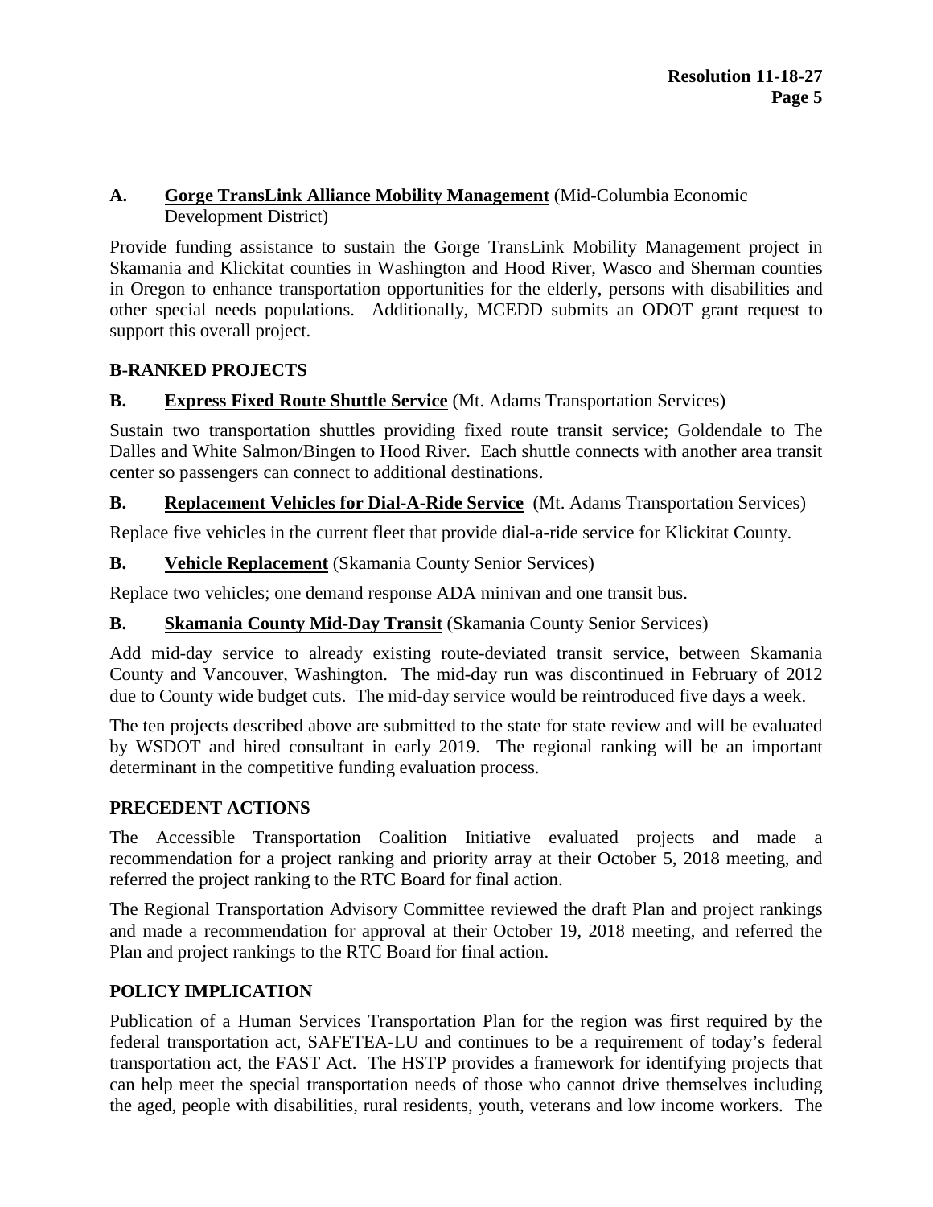**A. Gorge TransLink Alliance Mobility Management** (Mid-Columbia Economic Development District)

Provide funding assistance to sustain the Gorge TransLink Mobility Management project in Skamania and Klickitat counties in Washington and Hood River, Wasco and Sherman counties in Oregon to enhance transportation opportunities for the elderly, persons with disabilities and other special needs populations. Additionally, MCEDD submits an ODOT grant request to support this overall project.

## B-RANKED PROJECTS

**B. Express Fixed Route Shuttle Service** (Mt. Adams Transportation Services)

Sustain two transportation shuttles providing fixed route transit service; Goldendale to The Dalles and White Salmon/Bingen to Hood River. Each shuttle connects with another area transit center so passengers can connect to additional destinations.

**B. Replacement Vehicles for Dial-A-Ride Service** (Mt. Adams Transportation Services)

Replace five vehicles in the current fleet that provide dial-a-ride service for Klickitat County.

**B. Vehicle Replacement** (Skamania County Senior Services)

Replace two vehicles; one demand response ADA minivan and one transit bus.

**B. Skamania County Mid-Day Transit** (Skamania County Senior Services)

Add mid-day service to already existing route-deviated transit service, between Skamania County and Vancouver, Washington. The mid-day run was discontinued in February of 2012 due to County wide budget cuts. The mid-day service would be reintroduced five days a week.

The ten projects described above are submitted to the state for state review and will be evaluated by WSDOT and hired consultant in early 2019. The regional ranking will be an important determinant in the competitive funding evaluation process.

## PRECEDENT ACTIONS

The Accessible Transportation Coalition Initiative evaluated projects and made a recommendation for a project ranking and priority array at their October 5, 2018 meeting, and referred the project ranking to the RTC Board for final action.

The Regional Transportation Advisory Committee reviewed the draft Plan and project rankings and made a recommendation for approval at their October 19, 2018 meeting, and referred the Plan and project rankings to the RTC Board for final action.

## POLICY IMPLICATION

Publication of a Human Services Transportation Plan for the region was first required by the federal transportation act, SAFETEA-LU and continues to be a requirement of today's federal transportation act, the FAST Act. The HSTP provides a framework for identifying projects that can help meet the special transportation needs of those who cannot drive themselves including the aged, people with disabilities, rural residents, youth, veterans and low income workers. The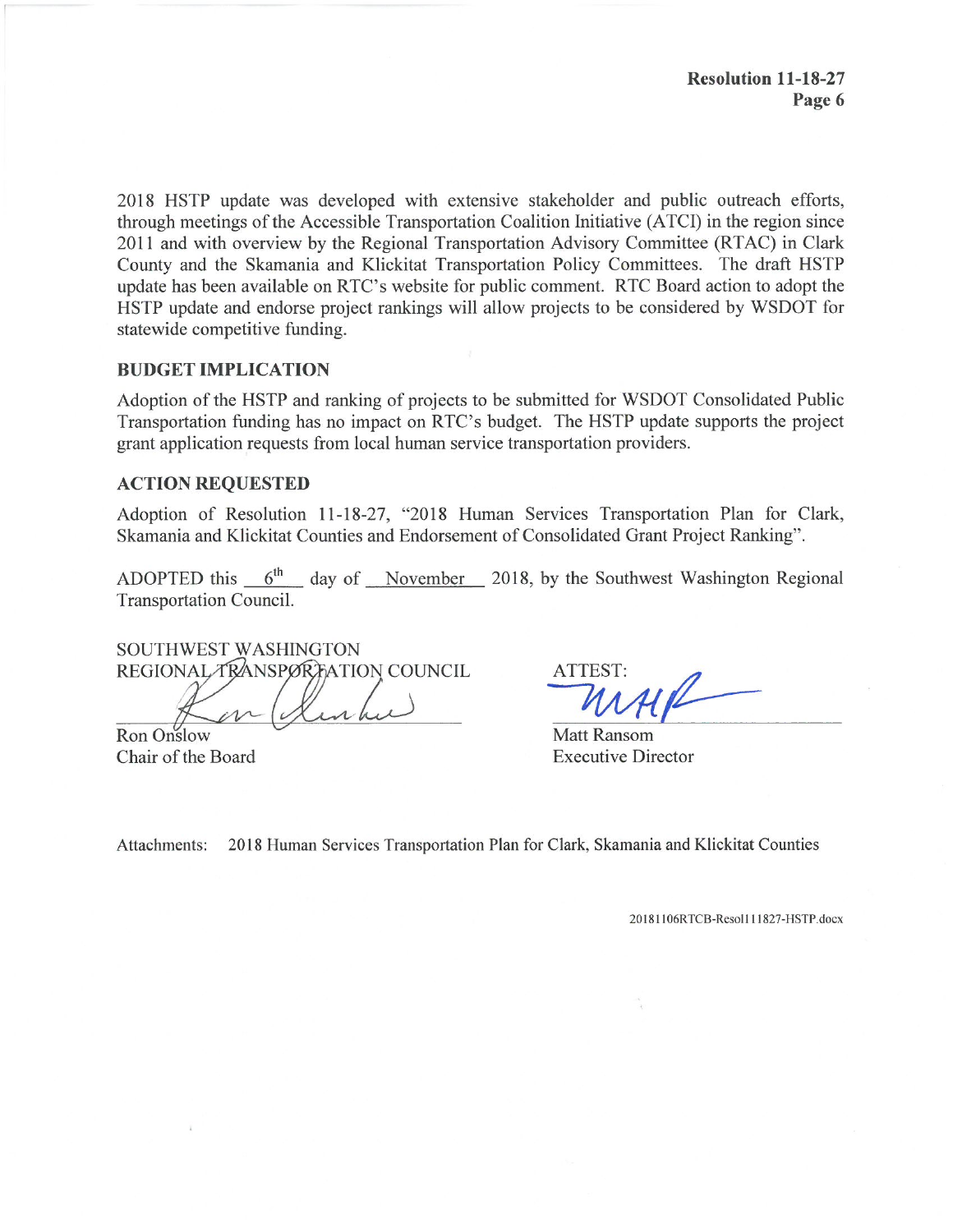2018 HSTP update was developed with extensive stakeholder and public outreach efforts, through meetings of the Accessible Transportation Coalition Initiative (ATCI) in the region since 2011 and with overview by the Regional Transportation Advisory Committee (RTAC) in Clark County and the Skamania and Klickitat Transportation Policy Committees. The draft HSTP update has been available on RTC's website for public comment. RTC Board action to adopt the HSTP update and endorse project rankings will allow projects to be considered by WSDOT for statewide competitive funding.

**BUDGET IMPLICATION**

Adoption of the HSTP and ranking of projects to be submitted for WSDOT Consolidated Public Transportation funding has no impact on RTC's budget. The HSTP update supports the project grant application requests from local human service transportation providers.

**ACTION REQUESTED**

Adoption of Resolution 11-18-27, "2018 Human Services Transportation Plan for Clark, Skamania and Klickitat Counties and Endorsement of Consolidated Grant Project Ranking".

ADOPTED this 6th day of November 2018, by the Southwest Washington Regional Transportation Council.

SOUTHWEST WASHINGTON
REGIONAL TRANSPORTATION COUNCIL

Ron Onslow
Chair of the Board

ATTEST:

Matt Ransom
Executive Director

Attachments: 2018 Human Services Transportation Plan for Clark, Skamania and Klickitat Counties

20181106RTCB-Resol111827-HSTP.docx